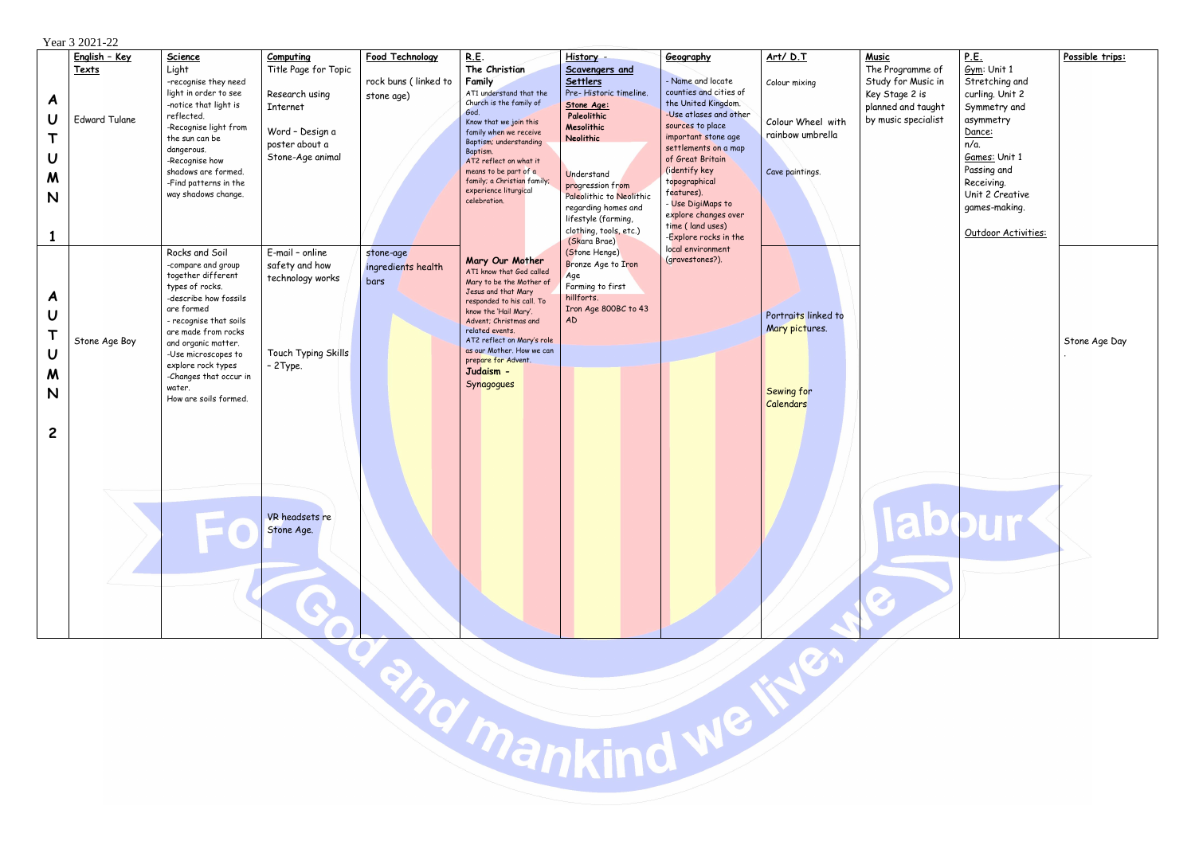Year 3 2021-22

| | English – Key Texts | Science | Computing | Food Technology | R.E. | History – Scavengers and Settlers | Geography | Art/ D.T | Music | P.E. | Possible trips: |
|---|---|---|---|---|---|---|---|---|---|---|---|
| AUTUMN 1 | Edward Tulane | Light<br>-recognise they need light in order to see<br>-notice that light is reflected.<br>-Recognise light from the sun can be dangerous.<br>-Recognise how shadows are formed.<br>-Find patterns in the way shadows change. | Title Page for Topic<br><br>Research using Internet<br><br>Word – Design a poster about a Stone-Age animal | rock buns ( linked to stone age) | **The Christian Family**<br>AT1 understand that the Church is the family of God.<br>Know that we join this family when we receive Baptism; understanding Baptism.<br>AT2 reflect on what it means to be part of a family; a Christian family; experience liturgical celebration. | Pre- Historic timeline.<br>**Stone Age:**<br>**Paleolithic**<br>**Mesolithic**<br>**Neolithic**<br><br>Understand progression from Paleolithic to Neolithic regarding homes and lifestyle (farming, clothing, tools, etc.)<br>(Skara Brae)<br>(Stone Henge)<br>Bronze Age to Iron Age<br>Farming to first hillforts.<br>Iron Age 800BC to 43 AD | - Name and locate counties and cities of the United Kingdom.<br>-Use atlases and other sources to place important stone age settlements on a map of Great Britain (identify key topographical features).<br>- Use DigiMaps to explore changes over time ( land uses)<br>-Explore rocks in the local environment (gravestones?). | Colour mixing<br><br>Colour Wheel with rainbow umbrella<br><br>Cave paintings. | The Programme of Study for Music in Key Stage 2 is planned and taught by music specialist | Gym: Unit 1 Stretching and curling. Unit 2 Symmetry and asymmetry<br>Dance:<br>n/a.<br>Games: Unit 1 Passing and Receiving.<br>Unit 2 Creative games-making.<br><br>Outdoor Activities: | |
| AUTUMN 2 | Stone Age Boy | Rocks and Soil<br>-compare and group together different types of rocks.<br>-describe how fossils are formed<br>- recognise that soils are made from rocks and organic matter.<br>-Use microscopes to explore rock types<br>-Changes that occur in water.<br>How are soils formed. | E-mail – online safety and how technology works<br><br>Touch Typing Skills – 2Type.<br><br>VR headsets re Stone Age. | stone-age ingredients health bars | **Mary Our Mother**<br>AT1 know that God called Mary to be the Mother of Jesus and that Mary responded to his call. To know the 'Hail Mary'. Advent; Christmas and related events.<br>AT2 reflect on Mary's role as our Mother. How we can prepare for Advent.<br>**Judaism –**<br>Synagogues | | | Portraits linked to Mary pictures.<br><br>Sewing for Calendars | | | Stone Age Day<br>. |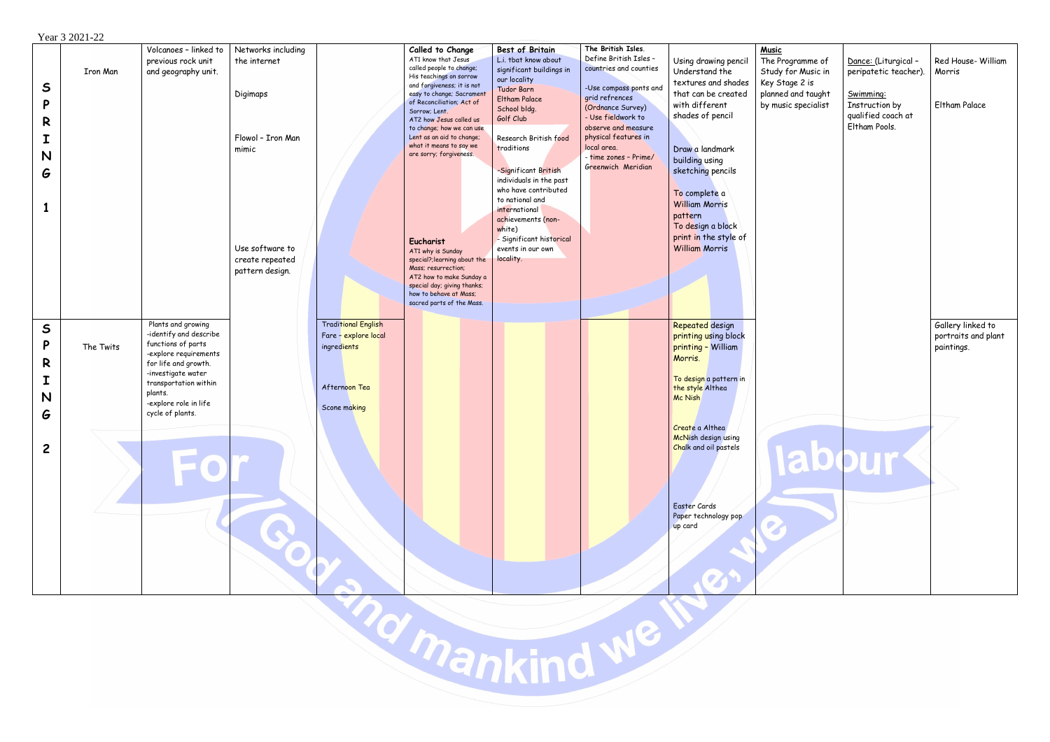Year 3 2021-22

| | | | | | | | | | | | |
|---|---|---|---|---|---|---|---|---|---|---|---|
| SPRING 1 | Iron Man | Volcanoes – linked to previous rock unit and geography unit. | Networks including the internet<br><br>Digimaps<br><br>Flowol – Iron Man mimic<br><br>Use software to create repeated pattern design. | | **Called to Change**<br>AT1 know that Jesus called people to change; His teachings on sorrow and forgiveness; it is not easy to change; Sacrament of Reconciliation; Act of Sorrow; Lent.<br>AT2 how Jesus called us to change; how we can use Lent as an aid to change; what it means to say we are sorry; forgiveness.<br><br>**Eucharist**<br>AT1 why is Sunday special?;learning about the Mass; resurrection;<br>AT2 how to make Sunday a special day; giving thanks; how to behave at Mass; sacred parts of the Mass. | **Best of Britain**<br>L.i. tbat know about significant buildings in our locality<br>Tudor Barn<br>Eltham Palace<br>School bldg.<br>Golf Club<br><br>Research British food traditions<br><br>-Significant British individuals in the past who have contributed to national and international achievements (non-white)<br>- Significant historical events in our own locality. | **The British Isles.**<br>Define British Isles – countries and counties<br><br>-Use compass ponts and grid refrences (Ordnance Survey)<br>- Use fieldwork to observe and measure physical features in local area.<br>- time zones – Prime/ Greenwich Meridian | Using drawing pencil Understand the textures and shades that can be created with different shades of pencil<br><br>Draw a landmark building using sketching pencils<br><br>To complete a William Morris pattern<br>To design a block print in the style of William Morris | **Music**<br>The Programme of Study for Music in Key Stage 2 is planned and taught by music specialist | Dance: (Liturgical – peripatetic teacher).<br><br>Swimming:<br>Instruction by qualified coach at Eltham Pools. | Red House- William Morris<br><br>Eltham Palace |
| SPRING 2 | The Twits | Plants and growing<br>-identify and describe functions of parts<br>-explore requirements for life and growth.<br>-investigate water transportation within plants.<br>-explore role in life cycle of plants. | | Traditional English Fare – explore local ingredients<br><br>Afternoon Tea<br><br>Scone making | | | | Repeated design printing using block printing – William Morris.<br><br>To design a pattern in the style Althea Mc Nish<br><br>Create a Althea McNish design using Chalk and oil pastels<br><br>Easter Cards<br>Paper technology pop up card | | | Gallery linked to portraits and plant paintings. |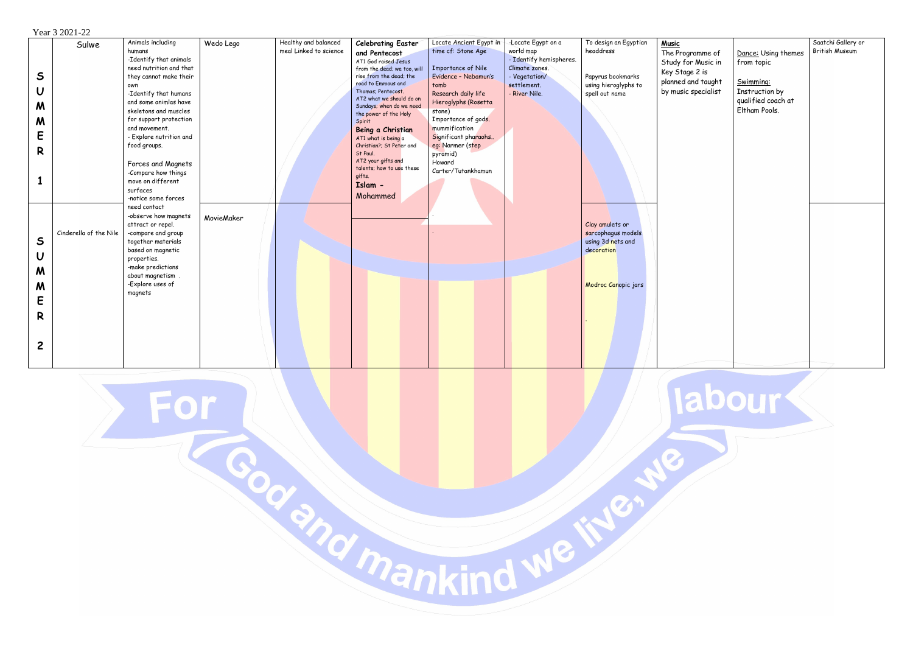Year 3 2021-22

| | | | | | | | | | | | |
|---|---|---|---|---|---|---|---|---|---|---|---|
| SUMMER 1 | Sulwe | Animals including humans<br>-Identify that animals need nutrition and that they cannot make their own<br>-Identify that humans and some animlas have skeletons and muscles for support protection and movement.<br>- Explore nutrition and food groups.<br><br>Forces and Magnets<br>-Compare how things move on different surfaces<br>-notice some forces need contact<br>-observe how magnets attract or repel.<br>-compare and group together materials based on magnetic properties.<br>-make predictions about magnetism .<br>-Explore uses of magnets | Wedo Lego | Healthy and balanced meal Linked to science | **Celebrating Easter and Pentecost**<br>AT1 God raised Jesus from the dead; we too, will rise from the dead; the road to Emmaus and Thomas; Pentecost.<br>AT2 what we should do on Sundays; when do we need the power of the Holy Spirit<br>**Being a Christian**<br>AT1 what is being a Christian?; St Peter and St Paul.<br>AT2 your gifts and talents; how to use these gifts.<br>**Islam - Mohammed** | Locate Ancient Egypt in time cf: Stone Age<br><br>Importance of Nile<br>Evidence – Nebamun's tomb<br>Research daily life<br>Hieroglyphs (Rosetta stone)<br>Importance of gods.<br>mummification<br>Significant pharaohs.. eg: Narmer (step pyramid)<br>Howard Carter/Tutankhamun | -Locate Egypt on a world map<br>- Identify hemispheres.<br>Climate zones.<br>- Vegetation/ settlement.<br>- River Nile. | To design an Egyptian headdress<br><br>Papyrus bookmarks using hieroglyphs to spell out name | **Music**<br>The Programme of Study for Music in Key Stage 2 is planned and taught by music specialist | Dance: Using themes from topic<br><br>Swimming:<br>Instruction by qualified coach at Eltham Pools. | Saatchi Gallery or British Museum |
| SUMMER 2 | Cinderella of the Nile | | MovieMaker | | | .<br>. | | Clay amulets or sarcophagus models using 3d nets and decoration<br><br>Modroc Canopic jars<br><br>. | | | |